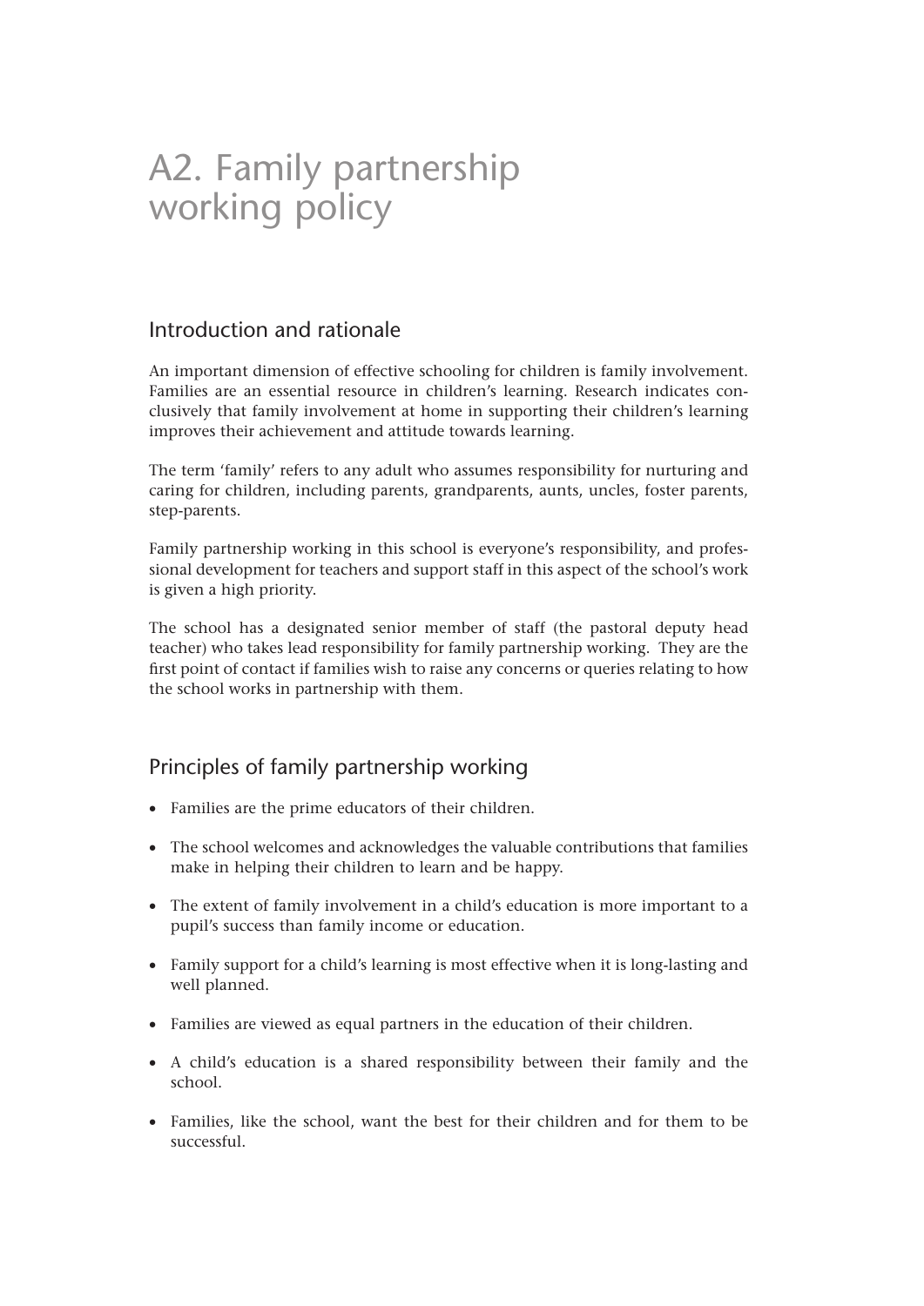# A2. Family partnership working policy

## Introduction and rationale

An important dimension of effective schooling for children is family involvement. Families are an essential resource in children's learning. Research indicates conclusively that family involvement at home in supporting their children's learning improves their achievement and attitude towards learning.

The term 'family' refers to any adult who assumes responsibility for nurturing and caring for children, including parents, grandparents, aunts, uncles, foster parents, step-parents.

Family partnership working in this school is everyone's responsibility, and professional development for teachers and support staff in this aspect of the school's work is given a high priority.

The school has a designated senior member of staff (the pastoral deputy head teacher) who takes lead responsibility for family partnership working. They are the first point of contact if families wish to raise any concerns or queries relating to how the school works in partnership with them.

## Principles of family partnership working

- Families are the prime educators of their children.
- The school welcomes and acknowledges the valuable contributions that families make in helping their children to learn and be happy.
- The extent of family involvement in a child's education is more important to a pupil's success than family income or education.
- Family support for a child's learning is most effective when it is long-lasting and well planned.
- Families are viewed as equal partners in the education of their children.
- A child's education is a shared responsibility between their family and the school.
- Families, like the school, want the best for their children and for them to be successful.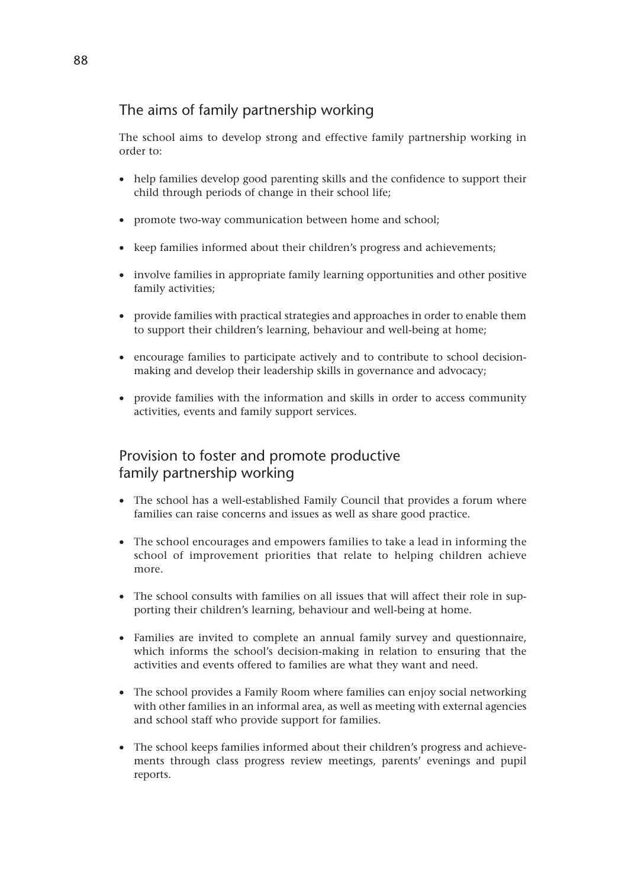## The aims of family partnership working

The school aims to develop strong and effective family partnership working in order to:

- help families develop good parenting skills and the confidence to support their child through periods of change in their school life;
- promote two-way communication between home and school;
- keep families informed about their children's progress and achievements;
- involve families in appropriate family learning opportunities and other positive family activities;
- provide families with practical strategies and approaches in order to enable them to support their children's learning, behaviour and well-being at home;
- encourage families to participate actively and to contribute to school decision-making and develop their leadership skills in governance and advocacy;
- provide families with the information and skills in order to access community activities, events and family support services.

## Provision to foster and promote productive family partnership working

- The school has a well-established Family Council that provides a forum where families can raise concerns and issues as well as share good practice.
- The school encourages and empowers families to take a lead in informing the school of improvement priorities that relate to helping children achieve more.
- The school consults with families on all issues that will affect their role in supporting their children's learning, behaviour and well-being at home.
- Families are invited to complete an annual family survey and questionnaire, which informs the school's decision-making in relation to ensuring that the activities and events offered to families are what they want and need.
- The school provides a Family Room where families can enjoy social networking with other families in an informal area, as well as meeting with external agencies and school staff who provide support for families.
- The school keeps families informed about their children's progress and achievements through class progress review meetings, parents' evenings and pupil reports.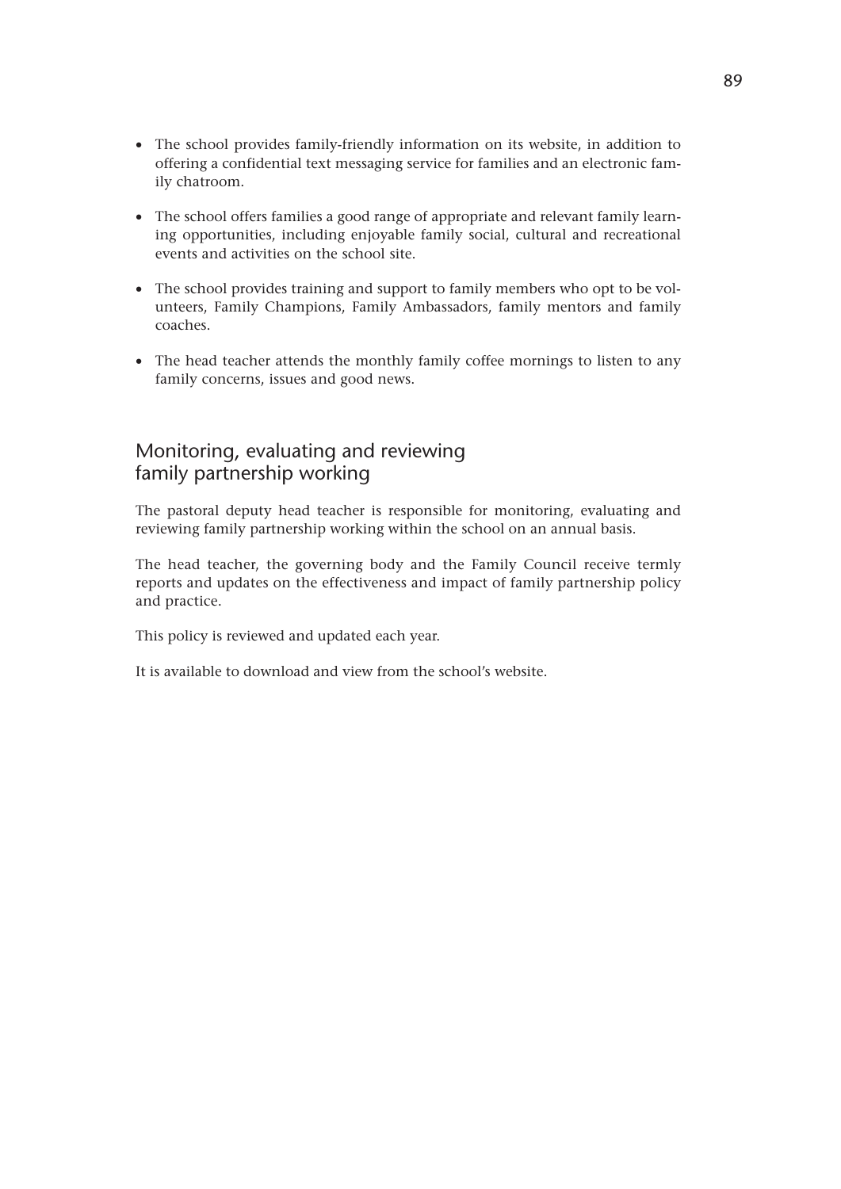- The school provides family-friendly information on its website, in addition to offering a confidential text messaging service for families and an electronic family chatroom.
- The school offers families a good range of appropriate and relevant family learning opportunities, including enjoyable family social, cultural and recreational events and activities on the school site.
- The school provides training and support to family members who opt to be volunteers, Family Champions, Family Ambassadors, family mentors and family coaches.
- The head teacher attends the monthly family coffee mornings to listen to any family concerns, issues and good news.

## Monitoring, evaluating and reviewing family partnership working

The pastoral deputy head teacher is responsible for monitoring, evaluating and reviewing family partnership working within the school on an annual basis.

The head teacher, the governing body and the Family Council receive termly reports and updates on the effectiveness and impact of family partnership policy and practice.

This policy is reviewed and updated each year.

It is available to download and view from the school's website.